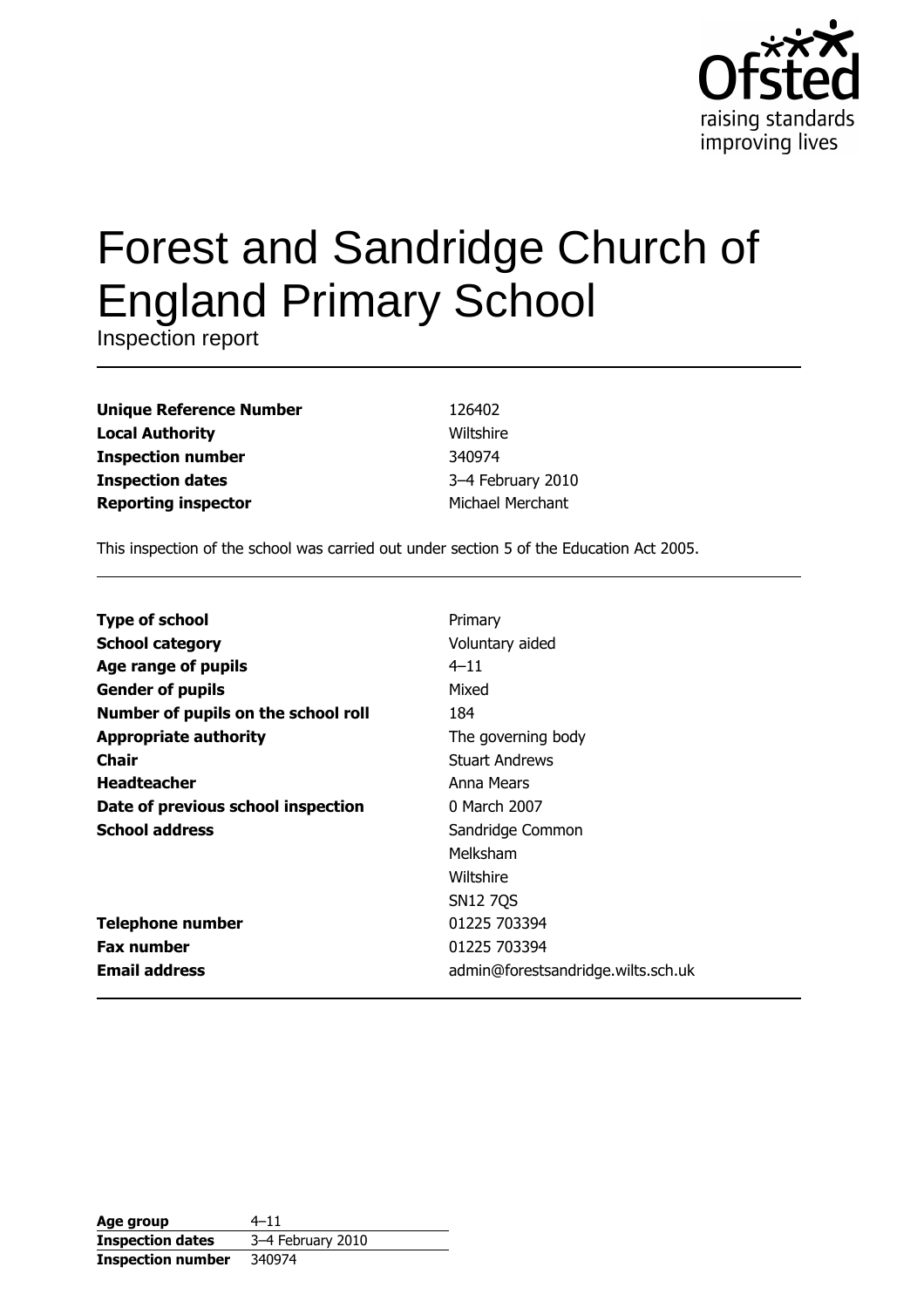Ofsted
raising standards
improving lives

# Forest and Sandridge Church of England Primary School

Inspection report

| | |
|---|---|
| **Unique Reference Number** | 126402 |
| **Local Authority** | Wiltshire |
| **Inspection number** | 340974 |
| **Inspection dates** | 3–4 February 2010 |
| **Reporting inspector** | Michael Merchant |

This inspection of the school was carried out under section 5 of the Education Act 2005.

| | |
|---|---|
| **Type of school** | Primary |
| **School category** | Voluntary aided |
| **Age range of pupils** | 4–11 |
| **Gender of pupils** | Mixed |
| **Number of pupils on the school roll** | 184 |
| **Appropriate authority** | The governing body |
| **Chair** | Stuart Andrews |
| **Headteacher** | Anna Mears |
| **Date of previous school inspection** | 0 March 2007 |
| **School address** | Sandridge Common<br>Melksham<br>Wiltshire<br>SN12 7QS |
| **Telephone number** | 01225 703394 |
| **Fax number** | 01225 703394 |
| **Email address** | admin@forestsandridge.wilts.sch.uk |

| | |
|---|---|
| **Age group** | 4–11 |
| **Inspection dates** | 3–4 February 2010 |
| **Inspection number** | 340974 |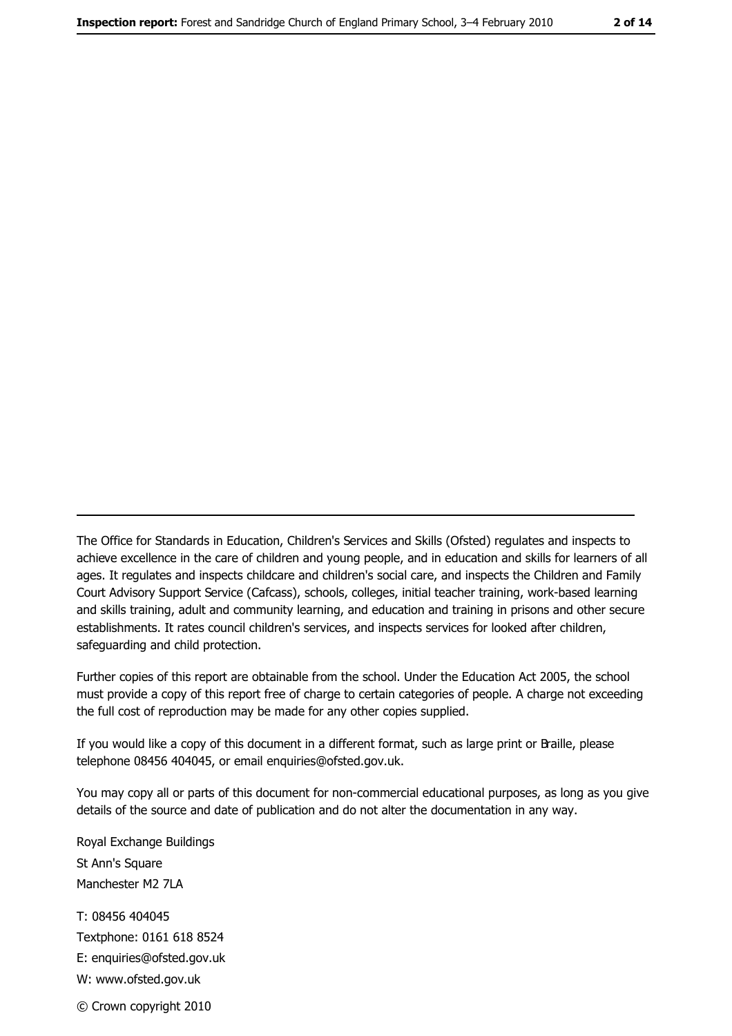---

The Office for Standards in Education, Children's Services and Skills (Ofsted) regulates and inspects to achieve excellence in the care of children and young people, and in education and skills for learners of all ages. It regulates and inspects childcare and children's social care, and inspects the Children and Family Court Advisory Support Service (Cafcass), schools, colleges, initial teacher training, work-based learning and skills training, adult and community learning, and education and training in prisons and other secure establishments. It rates council children's services, and inspects services for looked after children, safeguarding and child protection.

Further copies of this report are obtainable from the school. Under the Education Act 2005, the school must provide a copy of this report free of charge to certain categories of people. A charge not exceeding the full cost of reproduction may be made for any other copies supplied.

If you would like a copy of this document in a different format, such as large print or Braille, please telephone 08456 404045, or email enquiries@ofsted.gov.uk.

You may copy all or parts of this document for non-commercial educational purposes, as long as you give details of the source and date of publication and do not alter the documentation in any way.

Royal Exchange Buildings
St Ann's Square
Manchester M2 7LA

T: 08456 404045
Textphone: 0161 618 8524
E: enquiries@ofsted.gov.uk
W: www.ofsted.gov.uk

© Crown copyright 2010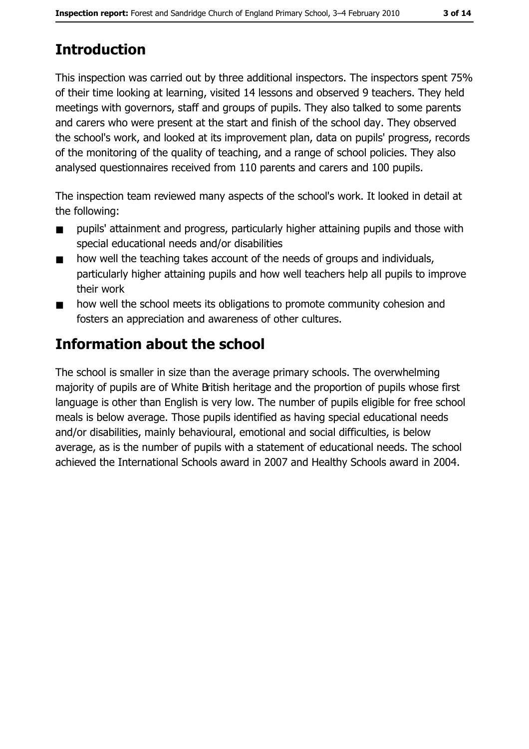## Introduction

This inspection was carried out by three additional inspectors. The inspectors spent 75% of their time looking at learning, visited 14 lessons and observed 9 teachers. They held meetings with governors, staff and groups of pupils. They also talked to some parents and carers who were present at the start and finish of the school day. They observed the school's work, and looked at its improvement plan, data on pupils' progress, records of the monitoring of the quality of teaching, and a range of school policies. They also analysed questionnaires received from 110 parents and carers and 100 pupils.

The inspection team reviewed many aspects of the school's work. It looked in detail at the following:

- pupils' attainment and progress, particularly higher attaining pupils and those with special educational needs and/or disabilities
- how well the teaching takes account of the needs of groups and individuals, particularly higher attaining pupils and how well teachers help all pupils to improve their work
- how well the school meets its obligations to promote community cohesion and fosters an appreciation and awareness of other cultures.

## Information about the school

The school is smaller in size than the average primary schools. The overwhelming majority of pupils are of White British heritage and the proportion of pupils whose first language is other than English is very low. The number of pupils eligible for free school meals is below average. Those pupils identified as having special educational needs and/or disabilities, mainly behavioural, emotional and social difficulties, is below average, as is the number of pupils with a statement of educational needs. The school achieved the International Schools award in 2007 and Healthy Schools award in 2004.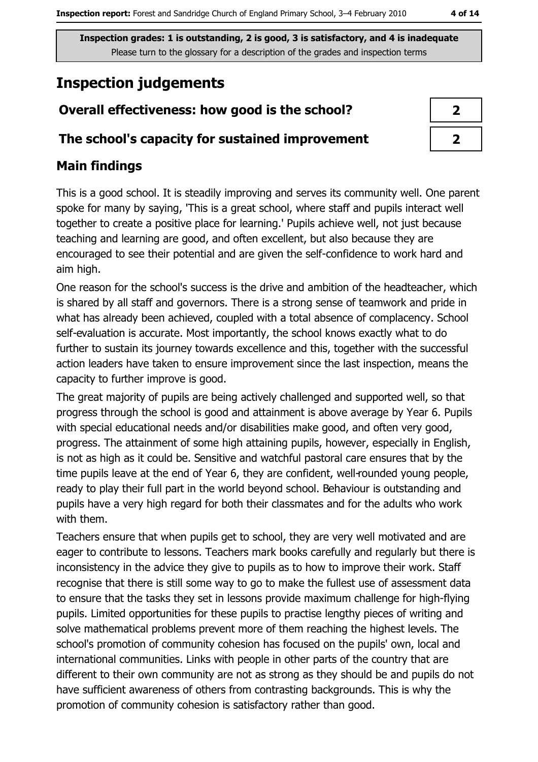**Inspection grades: 1 is outstanding, 2 is good, 3 is satisfactory, and 4 is inadequate**
Please turn to the glossary for a description of the grades and inspection terms

# Inspection judgements

| Overall effectiveness: how good is the school? | 2 |
| --- | --- |
| The school's capacity for sustained improvement | 2 |

## Main findings

This is a good school. It is steadily improving and serves its community well. One parent spoke for many by saying, 'This is a great school, where staff and pupils interact well together to create a positive place for learning.' Pupils achieve well, not just because teaching and learning are good, and often excellent, but also because they are encouraged to see their potential and are given the self-confidence to work hard and aim high.

One reason for the school's success is the drive and ambition of the headteacher, which is shared by all staff and governors. There is a strong sense of teamwork and pride in what has already been achieved, coupled with a total absence of complacency. School self-evaluation is accurate. Most importantly, the school knows exactly what to do further to sustain its journey towards excellence and this, together with the successful action leaders have taken to ensure improvement since the last inspection, means the capacity to further improve is good.

The great majority of pupils are being actively challenged and supported well, so that progress through the school is good and attainment is above average by Year 6. Pupils with special educational needs and/or disabilities make good, and often very good, progress. The attainment of some high attaining pupils, however, especially in English, is not as high as it could be. Sensitive and watchful pastoral care ensures that by the time pupils leave at the end of Year 6, they are confident, well-rounded young people, ready to play their full part in the world beyond school. Behaviour is outstanding and pupils have a very high regard for both their classmates and for the adults who work with them.

Teachers ensure that when pupils get to school, they are very well motivated and are eager to contribute to lessons. Teachers mark books carefully and regularly but there is inconsistency in the advice they give to pupils as to how to improve their work. Staff recognise that there is still some way to go to make the fullest use of assessment data to ensure that the tasks they set in lessons provide maximum challenge for high-flying pupils. Limited opportunities for these pupils to practise lengthy pieces of writing and solve mathematical problems prevent more of them reaching the highest levels. The school's promotion of community cohesion has focused on the pupils' own, local and international communities. Links with people in other parts of the country that are different to their own community are not as strong as they should be and pupils do not have sufficient awareness of others from contrasting backgrounds. This is why the promotion of community cohesion is satisfactory rather than good.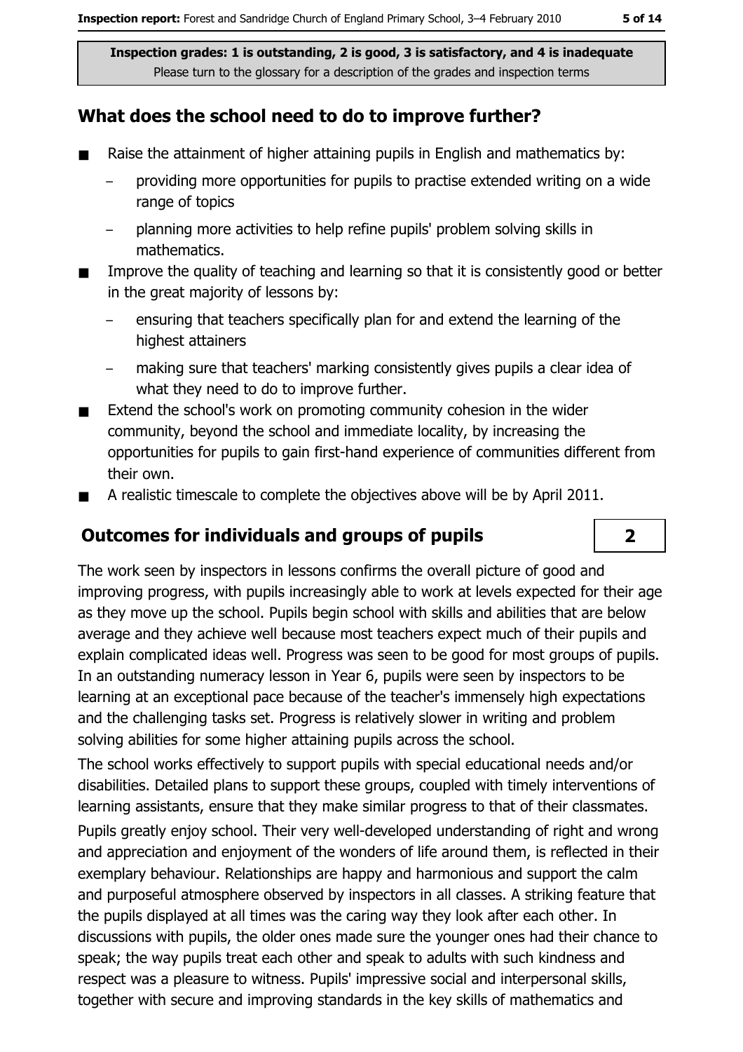**Inspection grades: 1 is outstanding, 2 is good, 3 is satisfactory, and 4 is inadequate**
Please turn to the glossary for a description of the grades and inspection terms

## What does the school need to do to improve further?

- Raise the attainment of higher attaining pupils in English and mathematics by:
  - providing more opportunities for pupils to practise extended writing on a wide range of topics
  - planning more activities to help refine pupils' problem solving skills in mathematics.
- Improve the quality of teaching and learning so that it is consistently good or better in the great majority of lessons by:
  - ensuring that teachers specifically plan for and extend the learning of the highest attainers
  - making sure that teachers' marking consistently gives pupils a clear idea of what they need to do to improve further.
- Extend the school's work on promoting community cohesion in the wider community, beyond the school and immediate locality, by increasing the opportunities for pupils to gain first-hand experience of communities different from their own.
- A realistic timescale to complete the objectives above will be by April 2011.

## Outcomes for individuals and groups of pupils — 2

The work seen by inspectors in lessons confirms the overall picture of good and improving progress, with pupils increasingly able to work at levels expected for their age as they move up the school. Pupils begin school with skills and abilities that are below average and they achieve well because most teachers expect much of their pupils and explain complicated ideas well. Progress was seen to be good for most groups of pupils. In an outstanding numeracy lesson in Year 6, pupils were seen by inspectors to be learning at an exceptional pace because of the teacher's immensely high expectations and the challenging tasks set. Progress is relatively slower in writing and problem solving abilities for some higher attaining pupils across the school.

The school works effectively to support pupils with special educational needs and/or disabilities. Detailed plans to support these groups, coupled with timely interventions of learning assistants, ensure that they make similar progress to that of their classmates.

Pupils greatly enjoy school. Their very well-developed understanding of right and wrong and appreciation and enjoyment of the wonders of life around them, is reflected in their exemplary behaviour. Relationships are happy and harmonious and support the calm and purposeful atmosphere observed by inspectors in all classes. A striking feature that the pupils displayed at all times was the caring way they look after each other. In discussions with pupils, the older ones made sure the younger ones had their chance to speak; the way pupils treat each other and speak to adults with such kindness and respect was a pleasure to witness. Pupils' impressive social and interpersonal skills, together with secure and improving standards in the key skills of mathematics and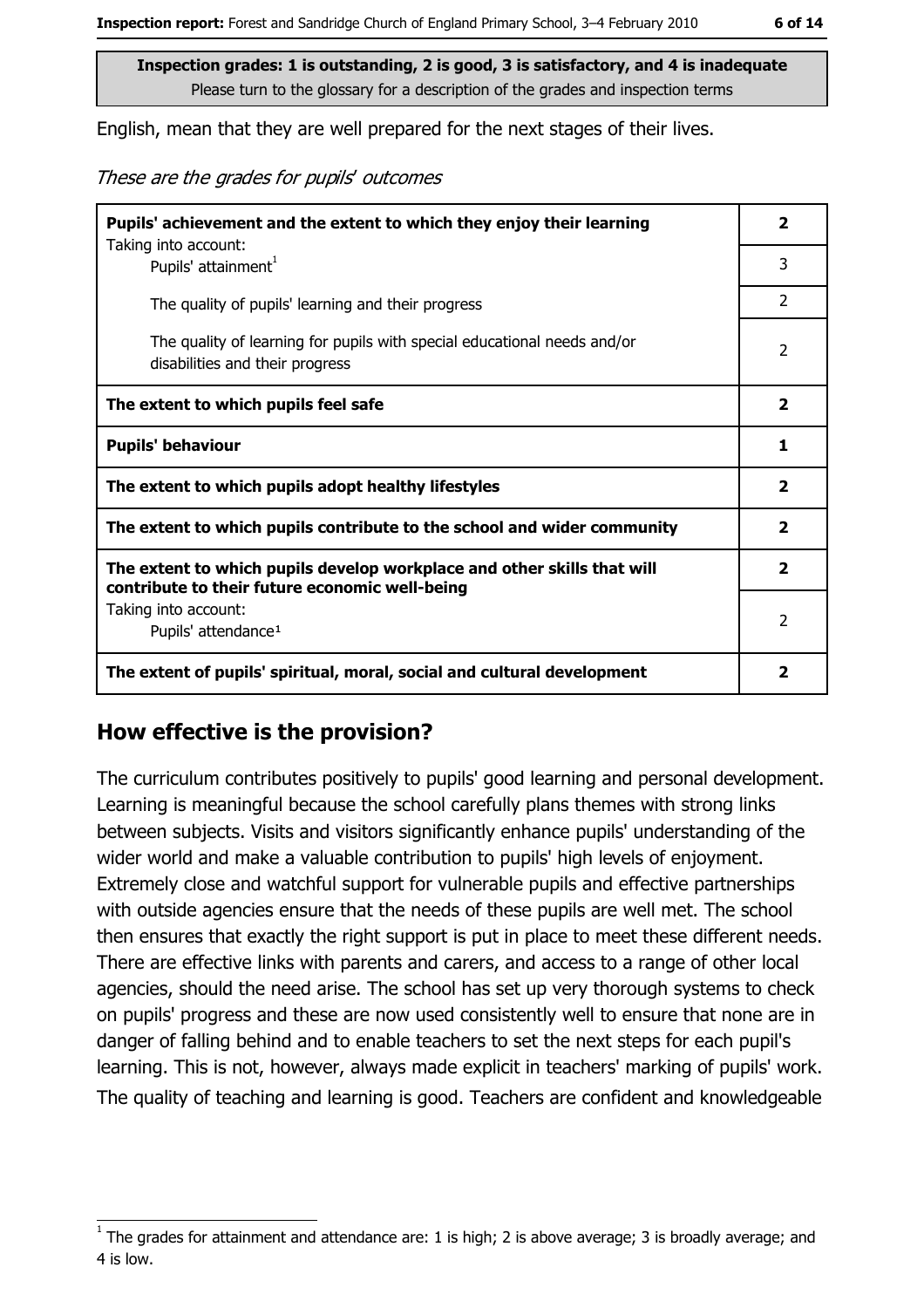**Inspection grades: 1 is outstanding, 2 is good, 3 is satisfactory, and 4 is inadequate**
Please turn to the glossary for a description of the grades and inspection terms

English, mean that they are well prepared for the next stages of their lives.

*These are the grades for pupils' outcomes*

| | |
|---|---|
| **Pupils' achievement and the extent to which they enjoy their learning** | **2** |
| Taking into account: Pupils' attainment[1] | 3 |
| The quality of pupils' learning and their progress | 2 |
| The quality of learning for pupils with special educational needs and/or disabilities and their progress | 2 |
| **The extent to which pupils feel safe** | **2** |
| **Pupils' behaviour** | **1** |
| **The extent to which pupils adopt healthy lifestyles** | **2** |
| **The extent to which pupils contribute to the school and wider community** | **2** |
| **The extent to which pupils develop workplace and other skills that will contribute to their future economic well-being** | **2** |
| Taking into account: Pupils' attendance[1] | 2 |
| **The extent of pupils' spiritual, moral, social and cultural development** | **2** |

## How effective is the provision?

The curriculum contributes positively to pupils' good learning and personal development. Learning is meaningful because the school carefully plans themes with strong links between subjects. Visits and visitors significantly enhance pupils' understanding of the wider world and make a valuable contribution to pupils' high levels of enjoyment. Extremely close and watchful support for vulnerable pupils and effective partnerships with outside agencies ensure that the needs of these pupils are well met. The school then ensures that exactly the right support is put in place to meet these different needs. There are effective links with parents and carers, and access to a range of other local agencies, should the need arise. The school has set up very thorough systems to check on pupils' progress and these are now used consistently well to ensure that none are in danger of falling behind and to enable teachers to set the next steps for each pupil's learning. This is not, however, always made explicit in teachers' marking of pupils' work. The quality of teaching and learning is good. Teachers are confident and knowledgeable

[1] The grades for attainment and attendance are: 1 is high; 2 is above average; 3 is broadly average; and 4 is low.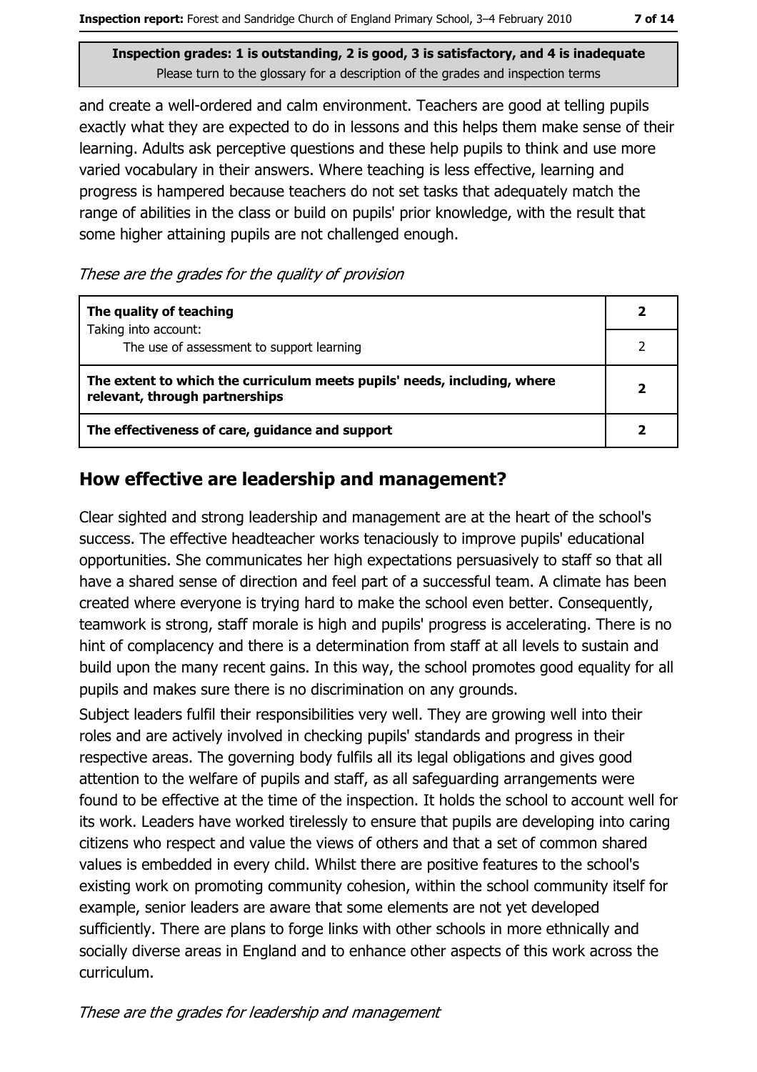**Inspection grades: 1 is outstanding, 2 is good, 3 is satisfactory, and 4 is inadequate**
Please turn to the glossary for a description of the grades and inspection terms

and create a well-ordered and calm environment. Teachers are good at telling pupils exactly what they are expected to do in lessons and this helps them make sense of their learning. Adults ask perceptive questions and these help pupils to think and use more varied vocabulary in their answers. Where teaching is less effective, learning and progress is hampered because teachers do not set tasks that adequately match the range of abilities in the class or build on pupils' prior knowledge, with the result that some higher attaining pupils are not challenged enough.

*These are the grades for the quality of provision*

| | |
|---|---|
| **The quality of teaching** | **2** |
| Taking into account: The use of assessment to support learning | 2 |
| **The extent to which the curriculum meets pupils' needs, including, where relevant, through partnerships** | **2** |
| **The effectiveness of care, guidance and support** | **2** |

## How effective are leadership and management?

Clear sighted and strong leadership and management are at the heart of the school's success. The effective headteacher works tenaciously to improve pupils' educational opportunities. She communicates her high expectations persuasively to staff so that all have a shared sense of direction and feel part of a successful team. A climate has been created where everyone is trying hard to make the school even better. Consequently, teamwork is strong, staff morale is high and pupils' progress is accelerating. There is no hint of complacency and there is a determination from staff at all levels to sustain and build upon the many recent gains. In this way, the school promotes good equality for all pupils and makes sure there is no discrimination on any grounds.

Subject leaders fulfil their responsibilities very well. They are growing well into their roles and are actively involved in checking pupils' standards and progress in their respective areas. The governing body fulfils all its legal obligations and gives good attention to the welfare of pupils and staff, as all safeguarding arrangements were found to be effective at the time of the inspection. It holds the school to account well for its work. Leaders have worked tirelessly to ensure that pupils are developing into caring citizens who respect and value the views of others and that a set of common shared values is embedded in every child. Whilst there are positive features to the school's existing work on promoting community cohesion, within the school community itself for example, senior leaders are aware that some elements are not yet developed sufficiently. There are plans to forge links with other schools in more ethnically and socially diverse areas in England and to enhance other aspects of this work across the curriculum.

*These are the grades for leadership and management*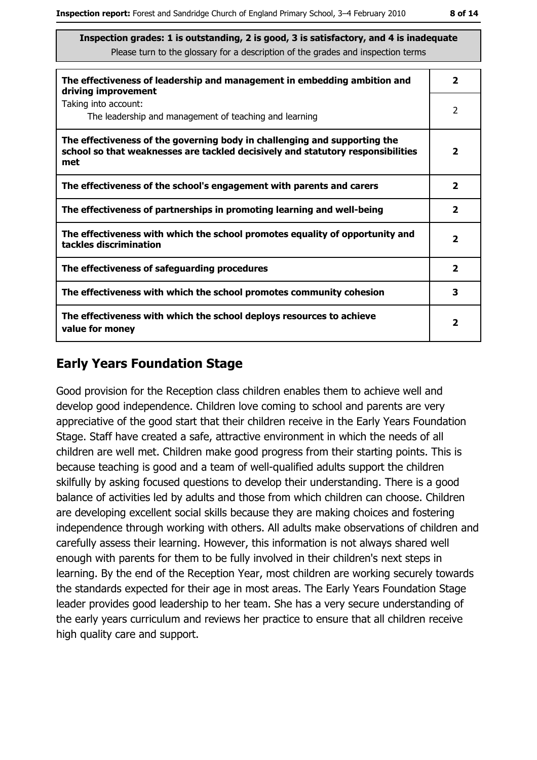**Inspection grades: 1 is outstanding, 2 is good, 3 is satisfactory, and 4 is inadequate**

Please turn to the glossary for a description of the grades and inspection terms

| | |
|---|---|
| **The effectiveness of leadership and management in embedding ambition and driving improvement** | **2** |
| Taking into account: The leadership and management of teaching and learning | 2 |
| **The effectiveness of the governing body in challenging and supporting the school so that weaknesses are tackled decisively and statutory responsibilities met** | **2** |
| **The effectiveness of the school's engagement with parents and carers** | **2** |
| **The effectiveness of partnerships in promoting learning and well-being** | **2** |
| **The effectiveness with which the school promotes equality of opportunity and tackles discrimination** | **2** |
| **The effectiveness of safeguarding procedures** | **2** |
| **The effectiveness with which the school promotes community cohesion** | **3** |
| **The effectiveness with which the school deploys resources to achieve value for money** | **2** |

## Early Years Foundation Stage

Good provision for the Reception class children enables them to achieve well and develop good independence. Children love coming to school and parents are very appreciative of the good start that their children receive in the Early Years Foundation Stage. Staff have created a safe, attractive environment in which the needs of all children are well met. Children make good progress from their starting points. This is because teaching is good and a team of well-qualified adults support the children skilfully by asking focused questions to develop their understanding. There is a good balance of activities led by adults and those from which children can choose. Children are developing excellent social skills because they are making choices and fostering independence through working with others. All adults make observations of children and carefully assess their learning. However, this information is not always shared well enough with parents for them to be fully involved in their children's next steps in learning. By the end of the Reception Year, most children are working securely towards the standards expected for their age in most areas. The Early Years Foundation Stage leader provides good leadership to her team. She has a very secure understanding of the early years curriculum and reviews her practice to ensure that all children receive high quality care and support.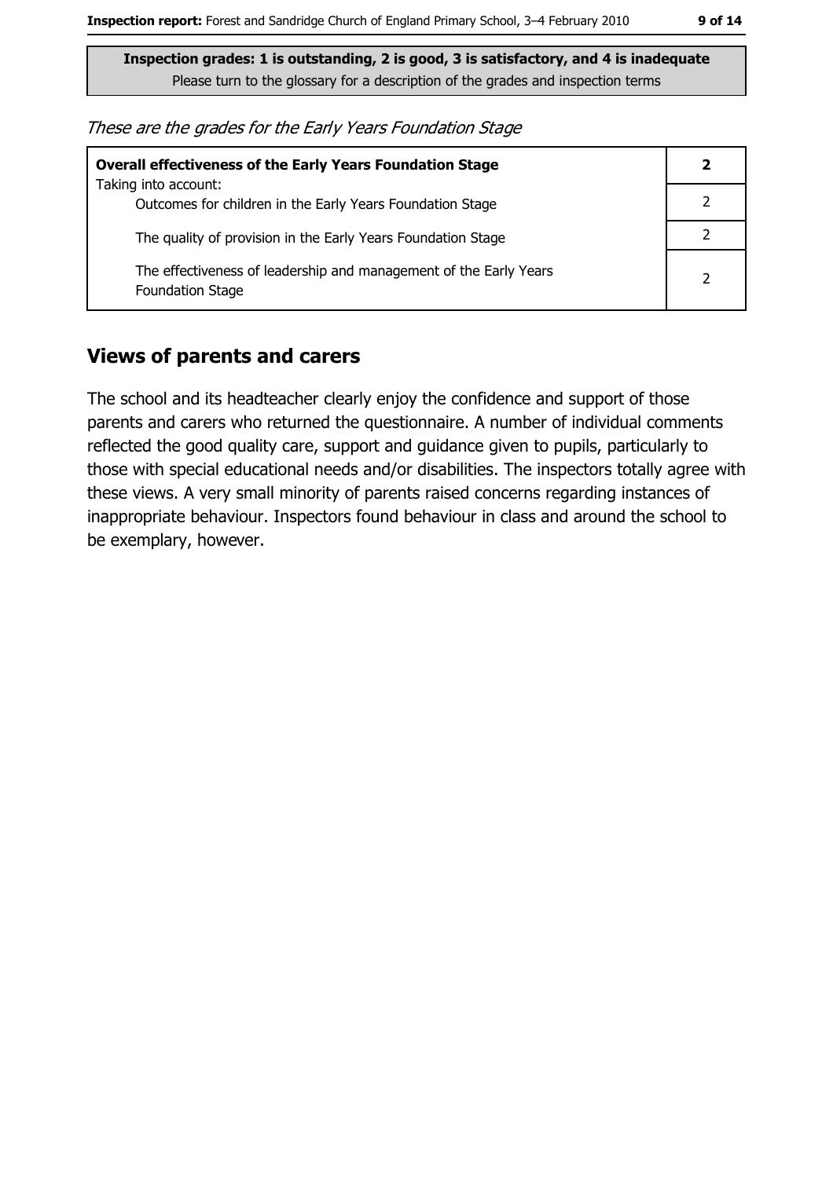**Inspection grades: 1 is outstanding, 2 is good, 3 is satisfactory, and 4 is inadequate**
Please turn to the glossary for a description of the grades and inspection terms

*These are the grades for the Early Years Foundation Stage*

| **Overall effectiveness of the Early Years Foundation Stage** | **2** |
|---|---|
| Taking into account: Outcomes for children in the Early Years Foundation Stage | 2 |
| The quality of provision in the Early Years Foundation Stage | 2 |
| The effectiveness of leadership and management of the Early Years Foundation Stage | 2 |

## Views of parents and carers

The school and its headteacher clearly enjoy the confidence and support of those parents and carers who returned the questionnaire. A number of individual comments reflected the good quality care, support and guidance given to pupils, particularly to those with special educational needs and/or disabilities. The inspectors totally agree with these views. A very small minority of parents raised concerns regarding instances of inappropriate behaviour. Inspectors found behaviour in class and around the school to be exemplary, however.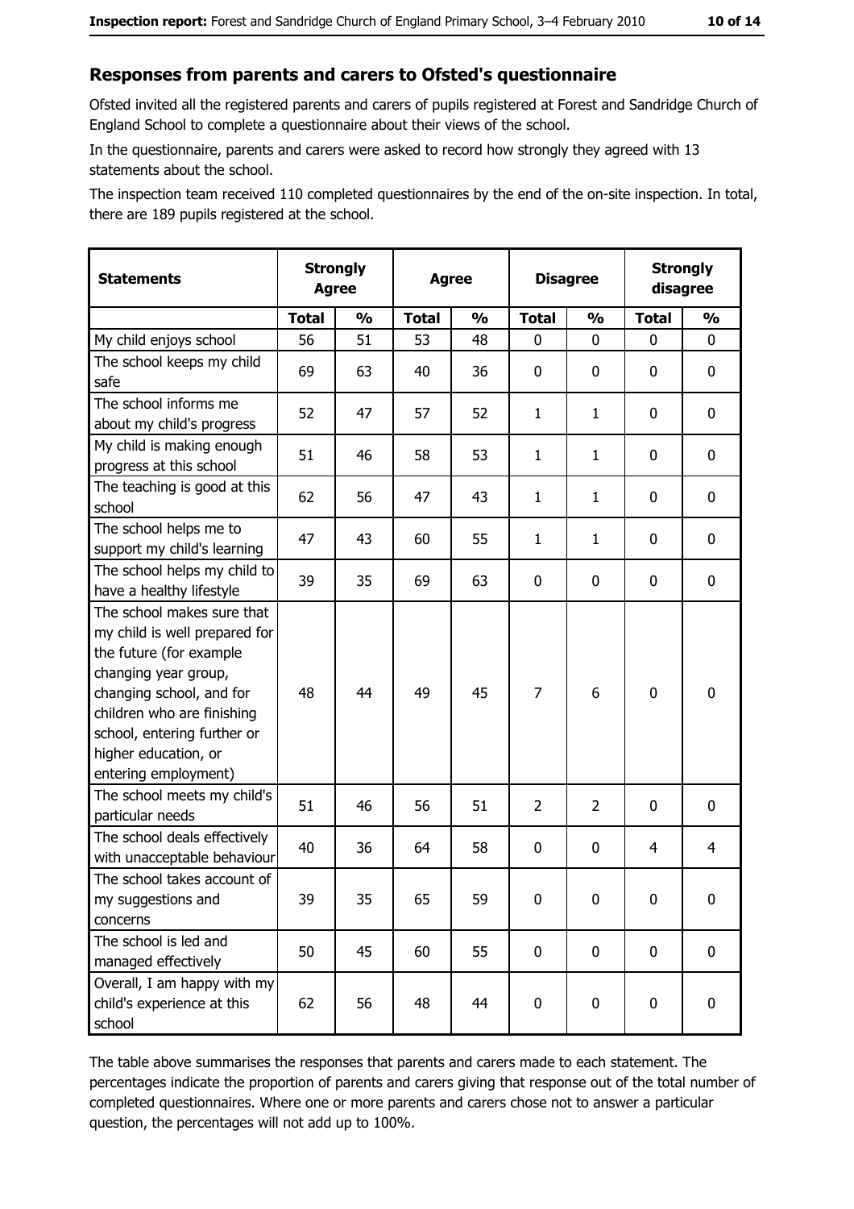## Responses from parents and carers to Ofsted's questionnaire

Ofsted invited all the registered parents and carers of pupils registered at Forest and Sandridge Church of England School to complete a questionnaire about their views of the school.

In the questionnaire, parents and carers were asked to record how strongly they agreed with 13 statements about the school.

The inspection team received 110 completed questionnaires by the end of the on-site inspection. In total, there are 189 pupils registered at the school.

| Statements | Strongly Agree | | Agree | | Disagree | | Strongly disagree | |
|---|---|---|---|---|---|---|---|---|
| | Total | % | Total | % | Total | % | Total | % |
| My child enjoys school | 56 | 51 | 53 | 48 | 0 | 0 | 0 | 0 |
| The school keeps my child safe | 69 | 63 | 40 | 36 | 0 | 0 | 0 | 0 |
| The school informs me about my child's progress | 52 | 47 | 57 | 52 | 1 | 1 | 0 | 0 |
| My child is making enough progress at this school | 51 | 46 | 58 | 53 | 1 | 1 | 0 | 0 |
| The teaching is good at this school | 62 | 56 | 47 | 43 | 1 | 1 | 0 | 0 |
| The school helps me to support my child's learning | 47 | 43 | 60 | 55 | 1 | 1 | 0 | 0 |
| The school helps my child to have a healthy lifestyle | 39 | 35 | 69 | 63 | 0 | 0 | 0 | 0 |
| The school makes sure that my child is well prepared for the future (for example changing year group, changing school, and for children who are finishing school, entering further or higher education, or entering employment) | 48 | 44 | 49 | 45 | 7 | 6 | 0 | 0 |
| The school meets my child's particular needs | 51 | 46 | 56 | 51 | 2 | 2 | 0 | 0 |
| The school deals effectively with unacceptable behaviour | 40 | 36 | 64 | 58 | 0 | 0 | 4 | 4 |
| The school takes account of my suggestions and concerns | 39 | 35 | 65 | 59 | 0 | 0 | 0 | 0 |
| The school is led and managed effectively | 50 | 45 | 60 | 55 | 0 | 0 | 0 | 0 |
| Overall, I am happy with my child's experience at this school | 62 | 56 | 48 | 44 | 0 | 0 | 0 | 0 |

The table above summarises the responses that parents and carers made to each statement. The percentages indicate the proportion of parents and carers giving that response out of the total number of completed questionnaires. Where one or more parents and carers chose not to answer a particular question, the percentages will not add up to 100%.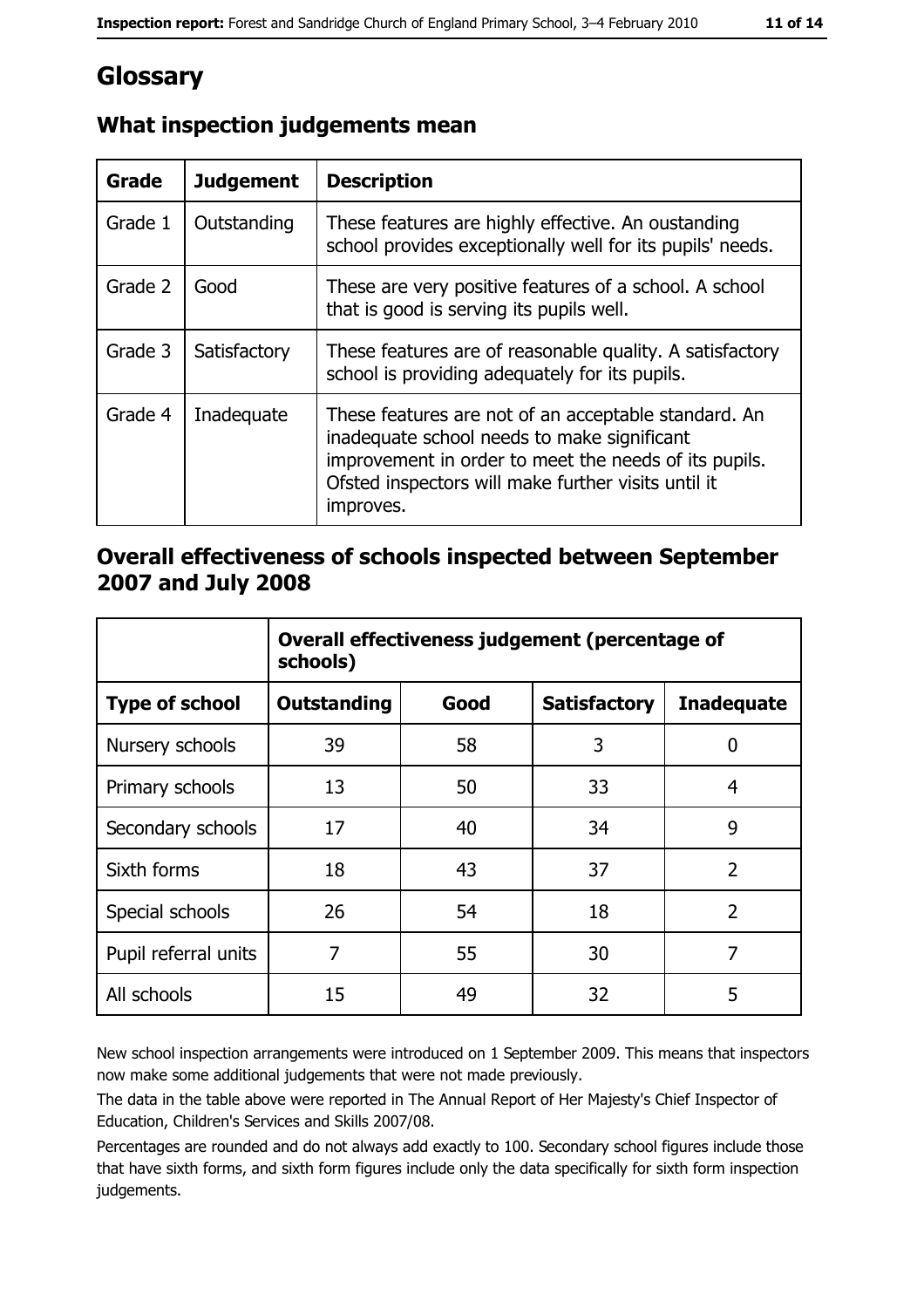# Glossary

## What inspection judgements mean

| Grade | Judgement | Description |
|---|---|---|
| Grade 1 | Outstanding | These features are highly effective. An oustanding school provides exceptionally well for its pupils' needs. |
| Grade 2 | Good | These are very positive features of a school. A school that is good is serving its pupils well. |
| Grade 3 | Satisfactory | These features are of reasonable quality. A satisfactory school is providing adequately for its pupils. |
| Grade 4 | Inadequate | These features are not of an acceptable standard. An inadequate school needs to make significant improvement in order to meet the needs of its pupils. Ofsted inspectors will make further visits until it improves. |

## Overall effectiveness of schools inspected between September 2007 and July 2008

| | Overall effectiveness judgement (percentage of schools) | | | |
|---|---|---|---|---|
| **Type of school** | **Outstanding** | **Good** | **Satisfactory** | **Inadequate** |
| Nursery schools | 39 | 58 | 3 | 0 |
| Primary schools | 13 | 50 | 33 | 4 |
| Secondary schools | 17 | 40 | 34 | 9 |
| Sixth forms | 18 | 43 | 37 | 2 |
| Special schools | 26 | 54 | 18 | 2 |
| Pupil referral units | 7 | 55 | 30 | 7 |
| All schools | 15 | 49 | 32 | 5 |

New school inspection arrangements were introduced on 1 September 2009. This means that inspectors now make some additional judgements that were not made previously.

The data in the table above were reported in The Annual Report of Her Majesty's Chief Inspector of Education, Children's Services and Skills 2007/08.

Percentages are rounded and do not always add exactly to 100. Secondary school figures include those that have sixth forms, and sixth form figures include only the data specifically for sixth form inspection judgements.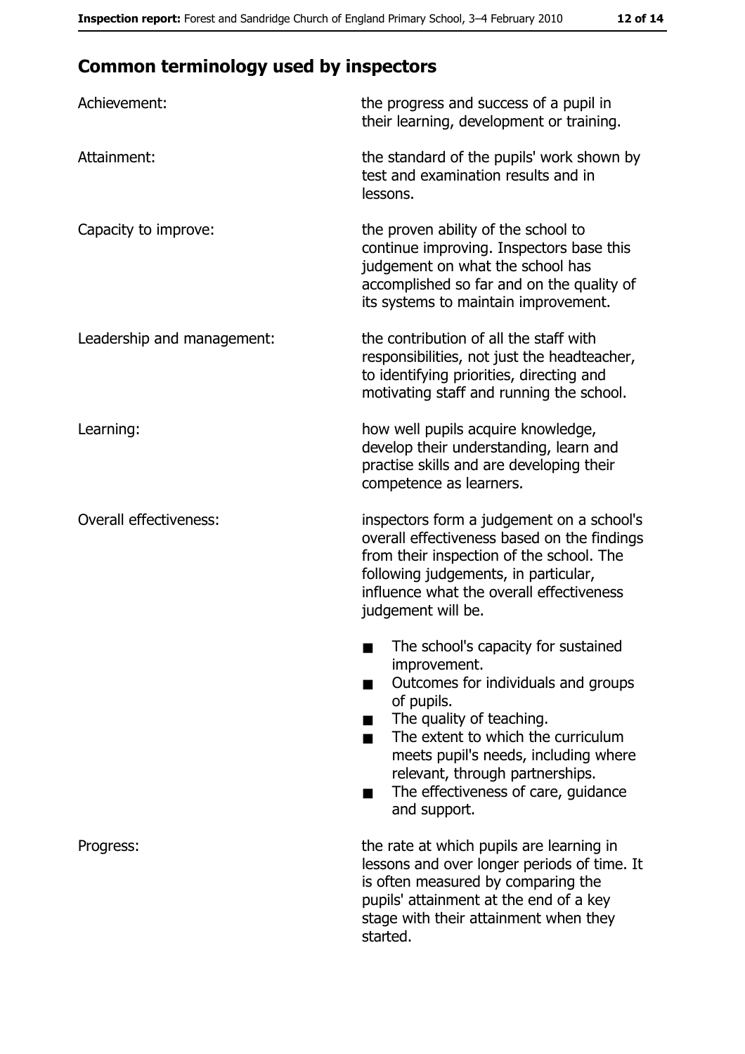## Common terminology used by inspectors

| | |
|---|---|
| Achievement: | the progress and success of a pupil in their learning, development or training. |
| Attainment: | the standard of the pupils' work shown by test and examination results and in lessons. |
| Capacity to improve: | the proven ability of the school to continue improving. Inspectors base this judgement on what the school has accomplished so far and on the quality of its systems to maintain improvement. |
| Leadership and management: | the contribution of all the staff with responsibilities, not just the headteacher, to identifying priorities, directing and motivating staff and running the school. |
| Learning: | how well pupils acquire knowledge, develop their understanding, learn and practise skills and are developing their competence as learners. |
| Overall effectiveness: | inspectors form a judgement on a school's overall effectiveness based on the findings from their inspection of the school. The following judgements, in particular, influence what the overall effectiveness judgement will be.<br>■ The school's capacity for sustained improvement.<br>■ Outcomes for individuals and groups of pupils.<br>■ The quality of teaching.<br>■ The extent to which the curriculum meets pupil's needs, including where relevant, through partnerships.<br>■ The effectiveness of care, guidance and support. |
| Progress: | the rate at which pupils are learning in lessons and over longer periods of time. It is often measured by comparing the pupils' attainment at the end of a key stage with their attainment when they started. |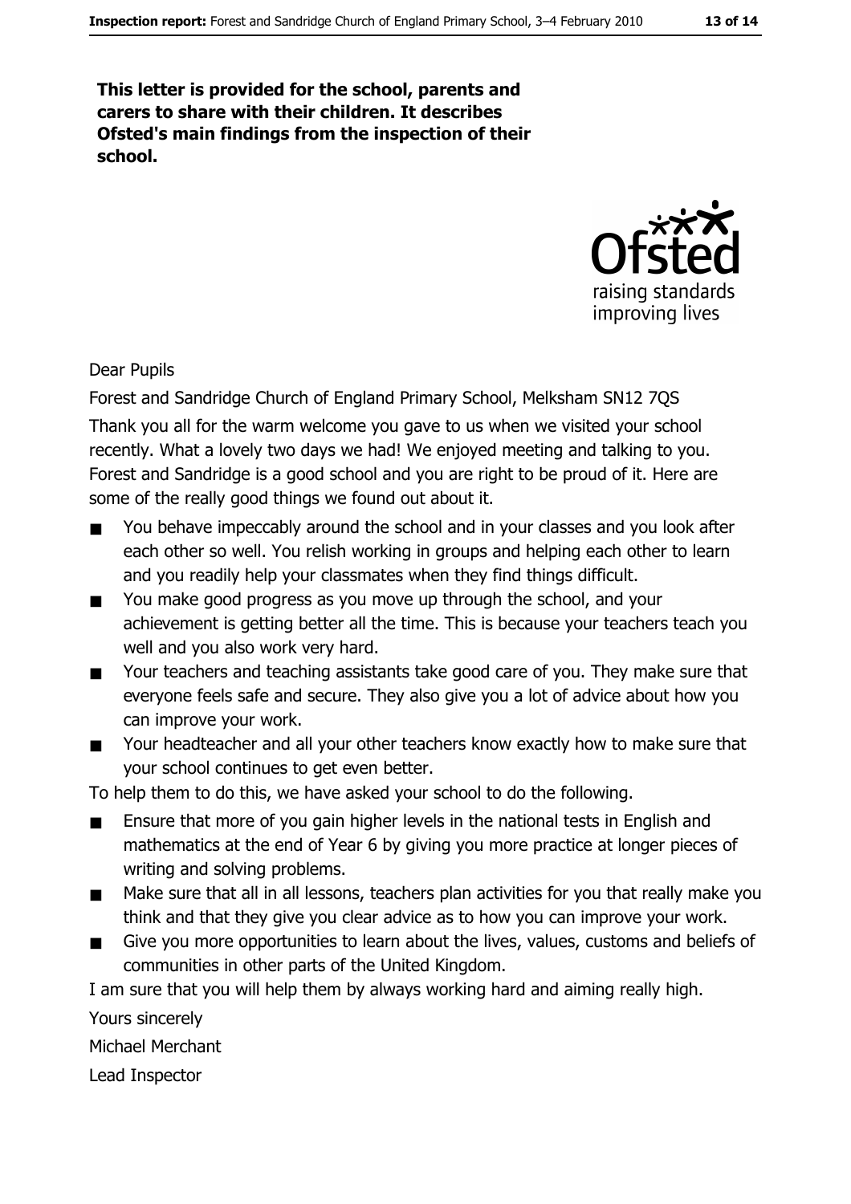**This letter is provided for the school, parents and carers to share with their children. It describes Ofsted's main findings from the inspection of their school.**

Dear Pupils

Forest and Sandridge Church of England Primary School, Melksham SN12 7QS

Thank you all for the warm welcome you gave to us when we visited your school recently. What a lovely two days we had! We enjoyed meeting and talking to you. Forest and Sandridge is a good school and you are right to be proud of it. Here are some of the really good things we found out about it.

- You behave impeccably around the school and in your classes and you look after each other so well. You relish working in groups and helping each other to learn and you readily help your classmates when they find things difficult.
- You make good progress as you move up through the school, and your achievement is getting better all the time. This is because your teachers teach you well and you also work very hard.
- Your teachers and teaching assistants take good care of you. They make sure that everyone feels safe and secure. They also give you a lot of advice about how you can improve your work.
- Your headteacher and all your other teachers know exactly how to make sure that your school continues to get even better.

To help them to do this, we have asked your school to do the following.

- Ensure that more of you gain higher levels in the national tests in English and mathematics at the end of Year 6 by giving you more practice at longer pieces of writing and solving problems.
- Make sure that all in all lessons, teachers plan activities for you that really make you think and that they give you clear advice as to how you can improve your work.
- Give you more opportunities to learn about the lives, values, customs and beliefs of communities in other parts of the United Kingdom.

I am sure that you will help them by always working hard and aiming really high.

Yours sincerely

Michael Merchant

Lead Inspector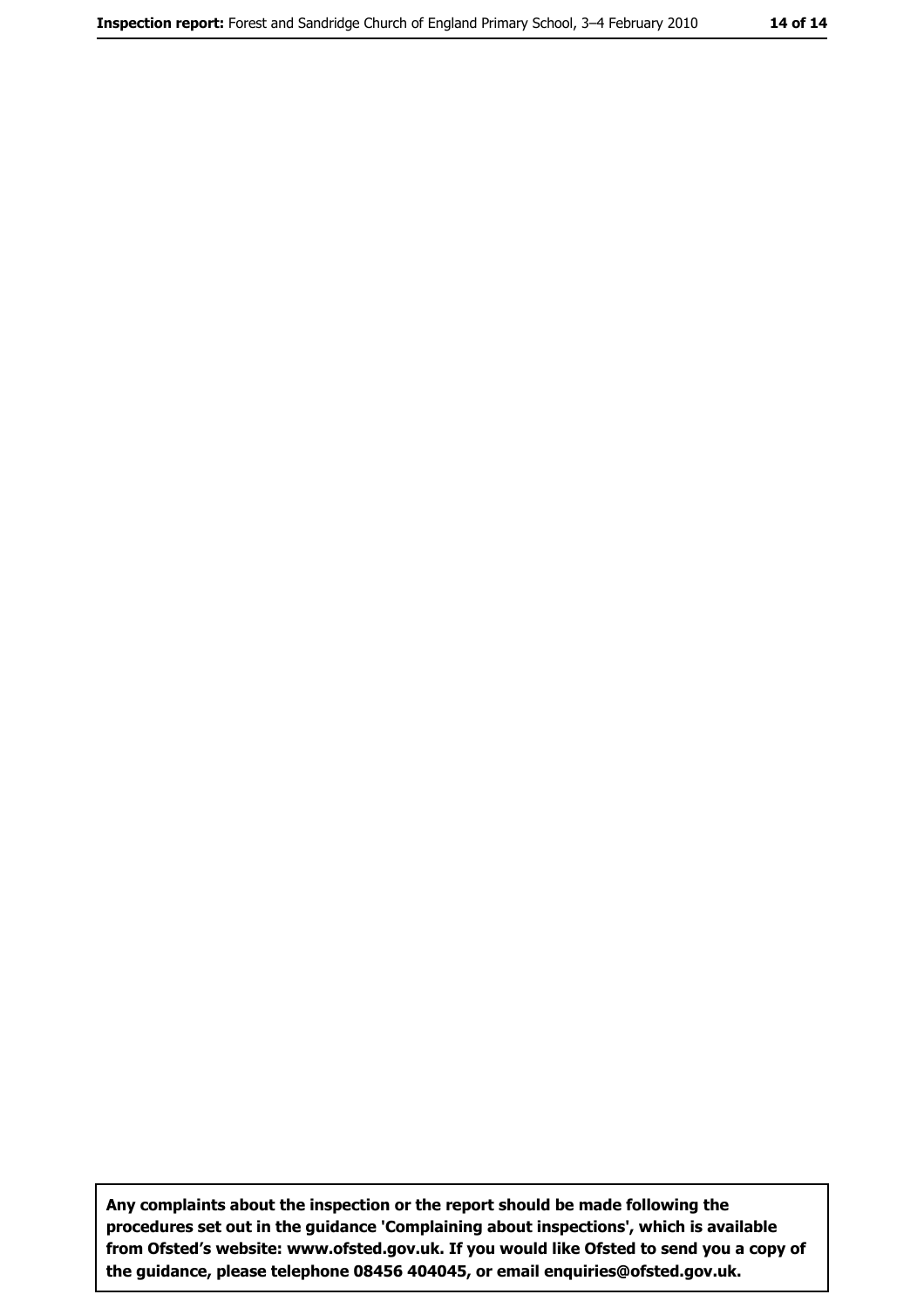**Any complaints about the inspection or the report should be made following the procedures set out in the guidance 'Complaining about inspections', which is available from Ofsted's website: www.ofsted.gov.uk. If you would like Ofsted to send you a copy of the guidance, please telephone 08456 404045, or email enquiries@ofsted.gov.uk.**